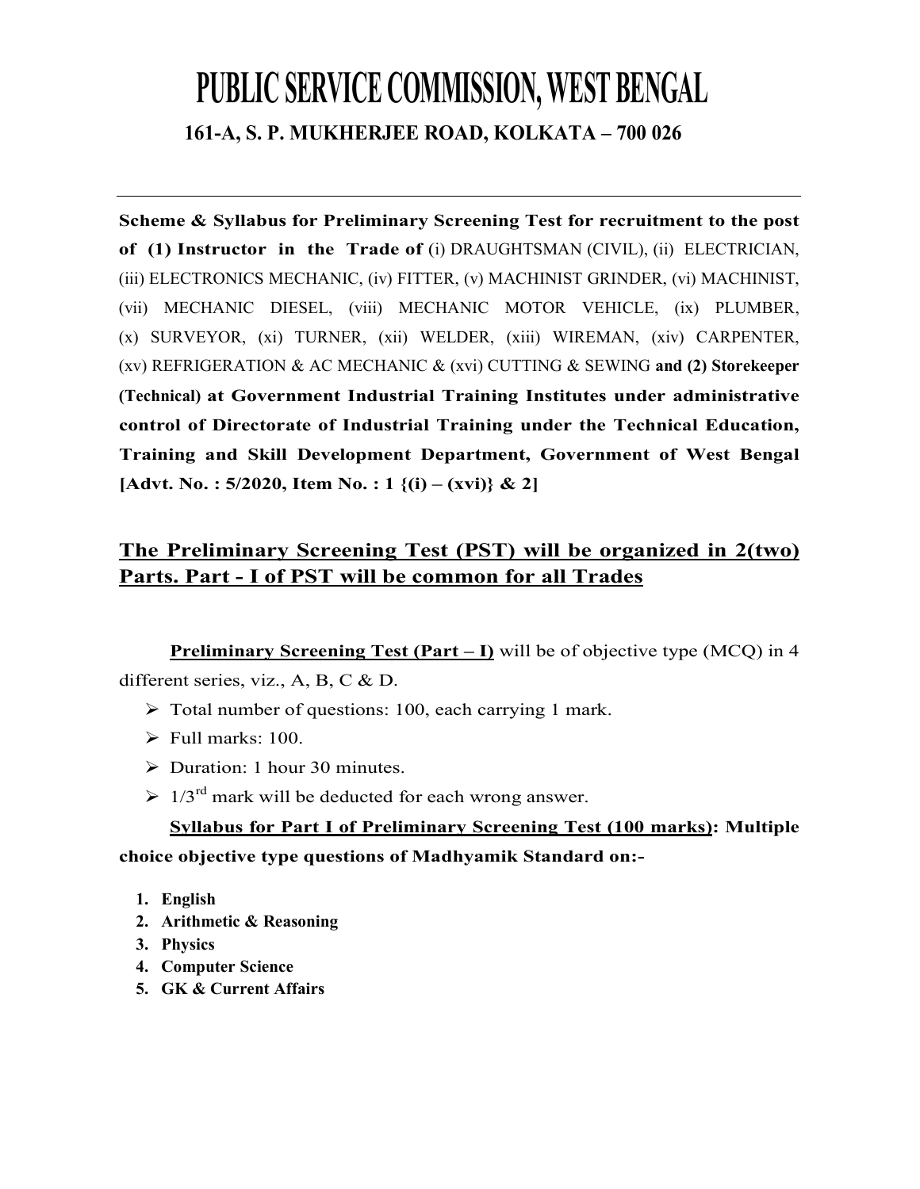# PUBLIC SERVICE COMMISSION, WEST BENGAL

## 161-A, S. P. MUKHERJEE ROAD, KOLKATA – 700 026

---

**Scheme & Syllabus for Preliminary Screening Test for recruitment to the post of (1) Instructor in the Trade of** (i) DRAUGHTSMAN (CIVIL), (ii) ELECTRICIAN, (iii) ELECTRONICS MECHANIC, (iv) FITTER, (v) MACHINIST GRINDER, (vi) MACHINIST, (vii) MECHANIC DIESEL, (viii) MECHANIC MOTOR VEHICLE, (ix) PLUMBER, (x) SURVEYOR, (xi) TURNER, (xii) WELDER, (xiii) WIREMAN, (xiv) CARPENTER, (xv) REFRIGERATION & AC MECHANIC & (xvi) CUTTING & SEWING **and (2) Storekeeper (Technical) at Government Industrial Training Institutes under administrative control of Directorate of Industrial Training under the Technical Education, Training and Skill Development Department, Government of West Bengal [Advt. No. : 5/2020, Item No. : 1 {(i) – (xvi)} & 2]**

## <u>The Preliminary Screening Test (PST) will be organized in 2(two) Parts. Part - I of PST will be common for all Trades</u>

**<u>Preliminary Screening Test (Part – I)</u>** will be of objective type (MCQ) in 4 different series, viz., A, B, C & D.

- Total number of questions: 100, each carrying 1 mark.
- Full marks: 100.
- Duration: 1 hour 30 minutes.
- 1/3rd mark will be deducted for each wrong answer.

**<u>Syllabus for Part I of Preliminary Screening Test (100 marks)</u>: Multiple choice objective type questions of Madhyamik Standard on:-**

1. **English**
2. **Arithmetic & Reasoning**
3. **Physics**
4. **Computer Science**
5. **GK & Current Affairs**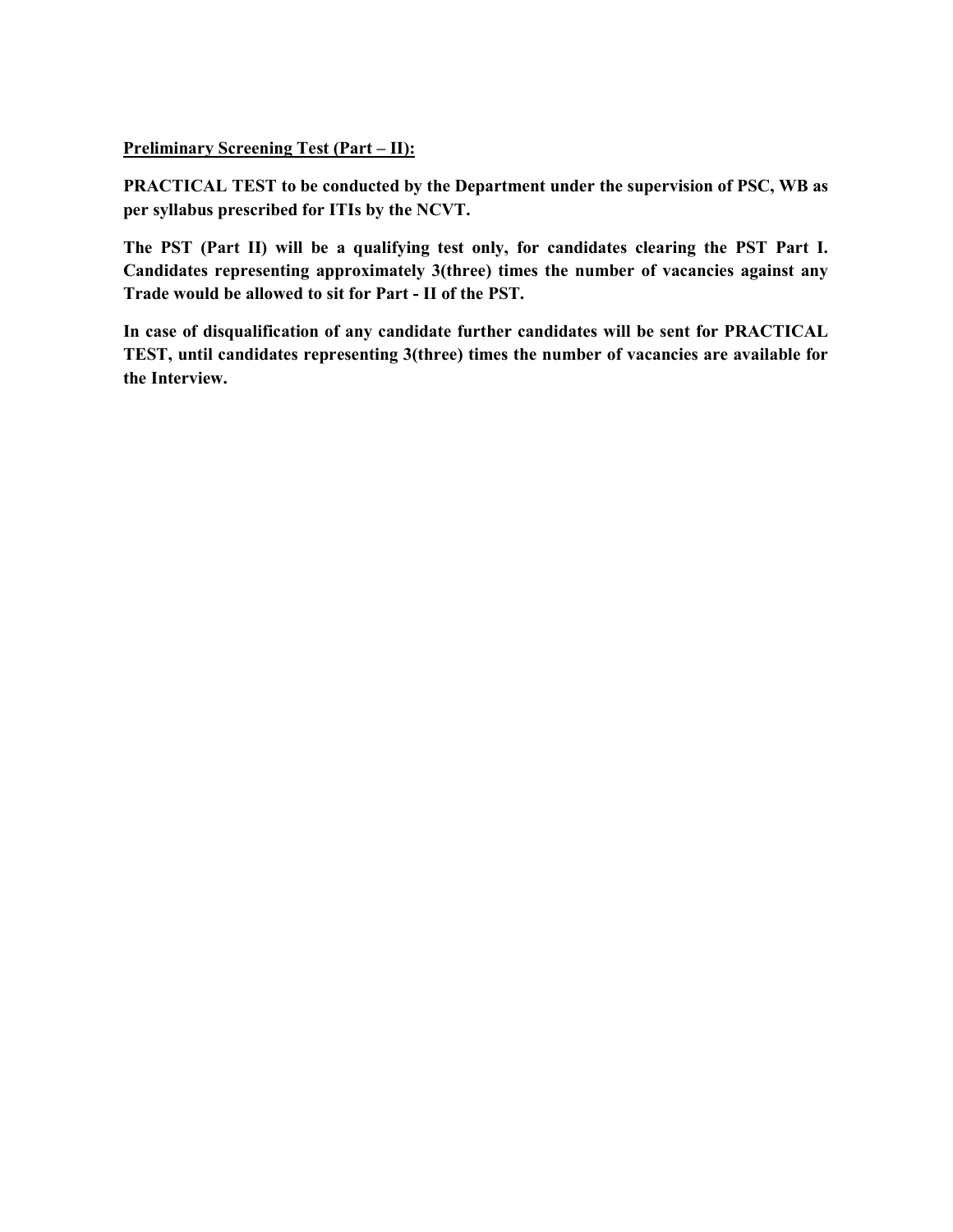**<u>Preliminary Screening Test (Part – II):</u>**

**PRACTICAL TEST to be conducted by the Department under the supervision of PSC, WB as per syllabus prescribed for ITIs by the NCVT.**

**The PST (Part II) will be a qualifying test only, for candidates clearing the PST Part I. Candidates representing approximately 3(three) times the number of vacancies against any Trade would be allowed to sit for Part - II of the PST.**

**In case of disqualification of any candidate further candidates will be sent for PRACTICAL TEST, until candidates representing 3(three) times the number of vacancies are available for the Interview.**